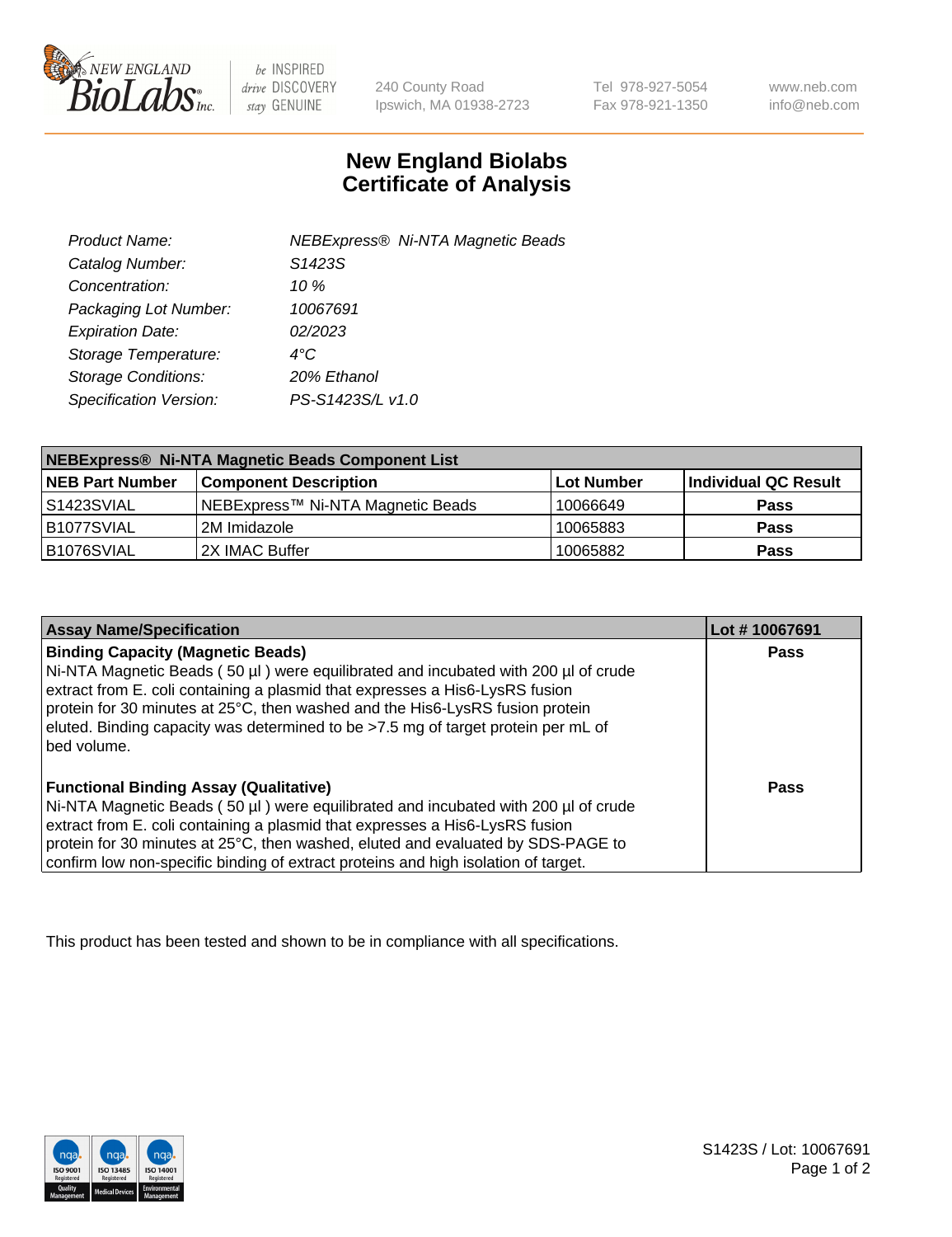240 County Road
Ipswich, MA 01938-2723

Tel 978-927-5054
Fax 978-921-1350

www.neb.com
info@neb.com

# New England Biolabs
# Certificate of Analysis

| | |
|---|---|
| *Product Name:* | *NEBExpress® Ni-NTA Magnetic Beads* |
| *Catalog Number:* | *S1423S* |
| *Concentration:* | *10 %* |
| *Packaging Lot Number:* | *10067691* |
| *Expiration Date:* | *02/2023* |
| *Storage Temperature:* | *4°C* |
| *Storage Conditions:* | *20% Ethanol* |
| *Specification Version:* | *PS-S1423S/L v1.0* |

| **NEBExpress® Ni-NTA Magnetic Beads Component List** | | | |
|---|---|---|---|
| **NEB Part Number** | **Component Description** | **Lot Number** | **Individual QC Result** |
| S1423SVIAL | NEBExpress™ Ni-NTA Magnetic Beads | 10066649 | **Pass** |
| B1077SVIAL | 2M Imidazole | 10065883 | **Pass** |
| B1076SVIAL | 2X IMAC Buffer | 10065882 | **Pass** |

| **Assay Name/Specification** | **Lot # 10067691** |
|---|---|
| **Binding Capacity (Magnetic Beads)**<br>Ni-NTA Magnetic Beads ( 50 µl ) were equilibrated and incubated with 200 µl of crude extract from E. coli containing a plasmid that expresses a His6-LysRS fusion protein for 30 minutes at 25°C, then washed and the His6-LysRS fusion protein eluted. Binding capacity was determined to be >7.5 mg of target protein per mL of bed volume. | **Pass** |
| **Functional Binding Assay (Qualitative)**<br>Ni-NTA Magnetic Beads ( 50 µl ) were equilibrated and incubated with 200 µl of crude extract from E. coli containing a plasmid that expresses a His6-LysRS fusion protein for 30 minutes at 25°C, then washed, eluted and evaluated by SDS-PAGE to confirm low non-specific binding of extract proteins and high isolation of target. | **Pass** |

This product has been tested and shown to be in compliance with all specifications.

S1423S / Lot: 10067691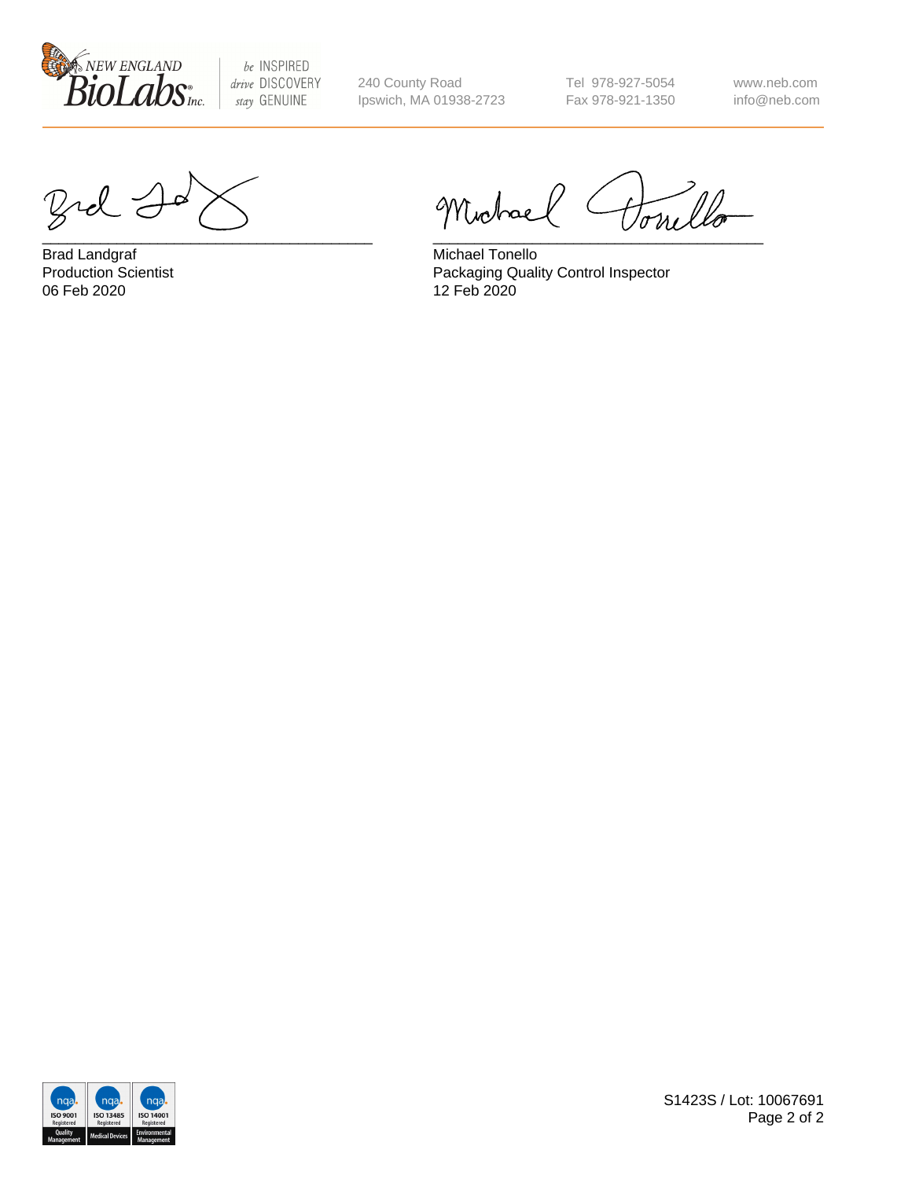Brad Landgraf
Production Scientist
06 Feb 2020

Michael Tonello
Packaging Quality Control Inspector
12 Feb 2020

S1423S / Lot: 10067691